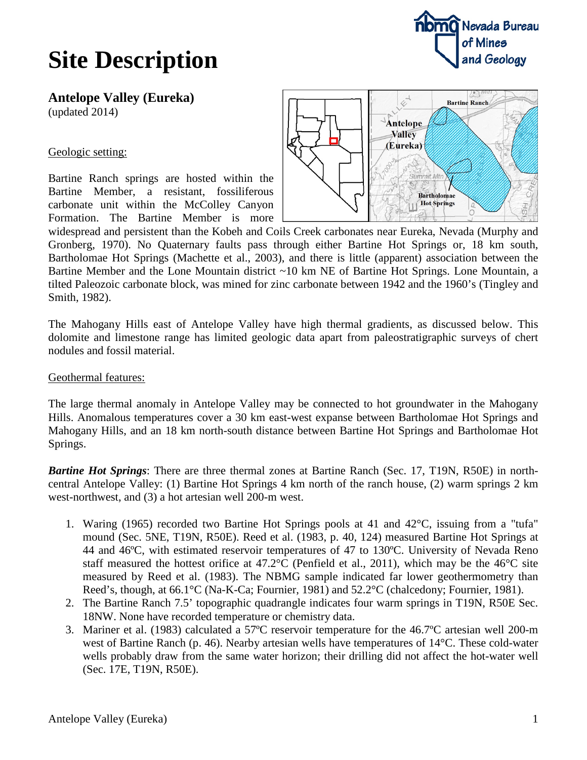# Site Description

## Antelope Valley (Eureka)

(updated 2014)

Geologic setting:

Bartine Ranch springs are hosted within the Bartine Member, a resistant, fossiliferous carbonate unit within the McColley Canyon Formation. The Bartine Member is more widespread and persistent than the Kobeh and Coils Creek carbonates near Eureka, Nevada (Murphy and Gronberg, 1970). No Quaternary faults pass through either Bartine Hot Springs or, 18 km south, Bartholomae Hot Springs (Machette et al., 2003), and there is little (apparent) association between the Bartine Member and the Lone Mountain district ~10 km NE of Bartine Hot Springs. Lone Mountain, a tilted Paleozoic carbonate block, was mined for zinc carbonate between 1942 and the 1960's (Tingley and Smith, 1982).

The Mahogany Hills east of Antelope Valley have high thermal gradients, as discussed below. This dolomite and limestone range has limited geologic data apart from paleostratigraphic surveys of chert nodules and fossil material.

Geothermal features:

The large thermal anomaly in Antelope Valley may be connected to hot groundwater in the Mahogany Hills. Anomalous temperatures cover a 30 km east-west expanse between Bartholomae Hot Springs and Mahogany Hills, and an 18 km north-south distance between Bartine Hot Springs and Bartholomae Hot Springs.

***Bartine Hot Springs***: There are three thermal zones at Bartine Ranch (Sec. 17, T19N, R50E) in north-central Antelope Valley: (1) Bartine Hot Springs 4 km north of the ranch house, (2) warm springs 2 km west-northwest, and (3) a hot artesian well 200-m west.

1. Waring (1965) recorded two Bartine Hot Springs pools at 41 and 42°C, issuing from a "tufa" mound (Sec. 5NE, T19N, R50E). Reed et al. (1983, p. 40, 124) measured Bartine Hot Springs at 44 and 46ºC, with estimated reservoir temperatures of 47 to 130ºC. University of Nevada Reno staff measured the hottest orifice at 47.2°C (Penfield et al., 2011), which may be the 46°C site measured by Reed et al. (1983). The NBMG sample indicated far lower geothermometry than Reed's, though, at 66.1°C (Na-K-Ca; Fournier, 1981) and 52.2°C (chalcedony; Fournier, 1981).
2. The Bartine Ranch 7.5' topographic quadrangle indicates four warm springs in T19N, R50E Sec. 18NW. None have recorded temperature or chemistry data.
3. Mariner et al. (1983) calculated a 57ºC reservoir temperature for the 46.7ºC artesian well 200-m west of Bartine Ranch (p. 46). Nearby artesian wells have temperatures of 14°C. These cold-water wells probably draw from the same water horizon; their drilling did not affect the hot-water well (Sec. 17E, T19N, R50E).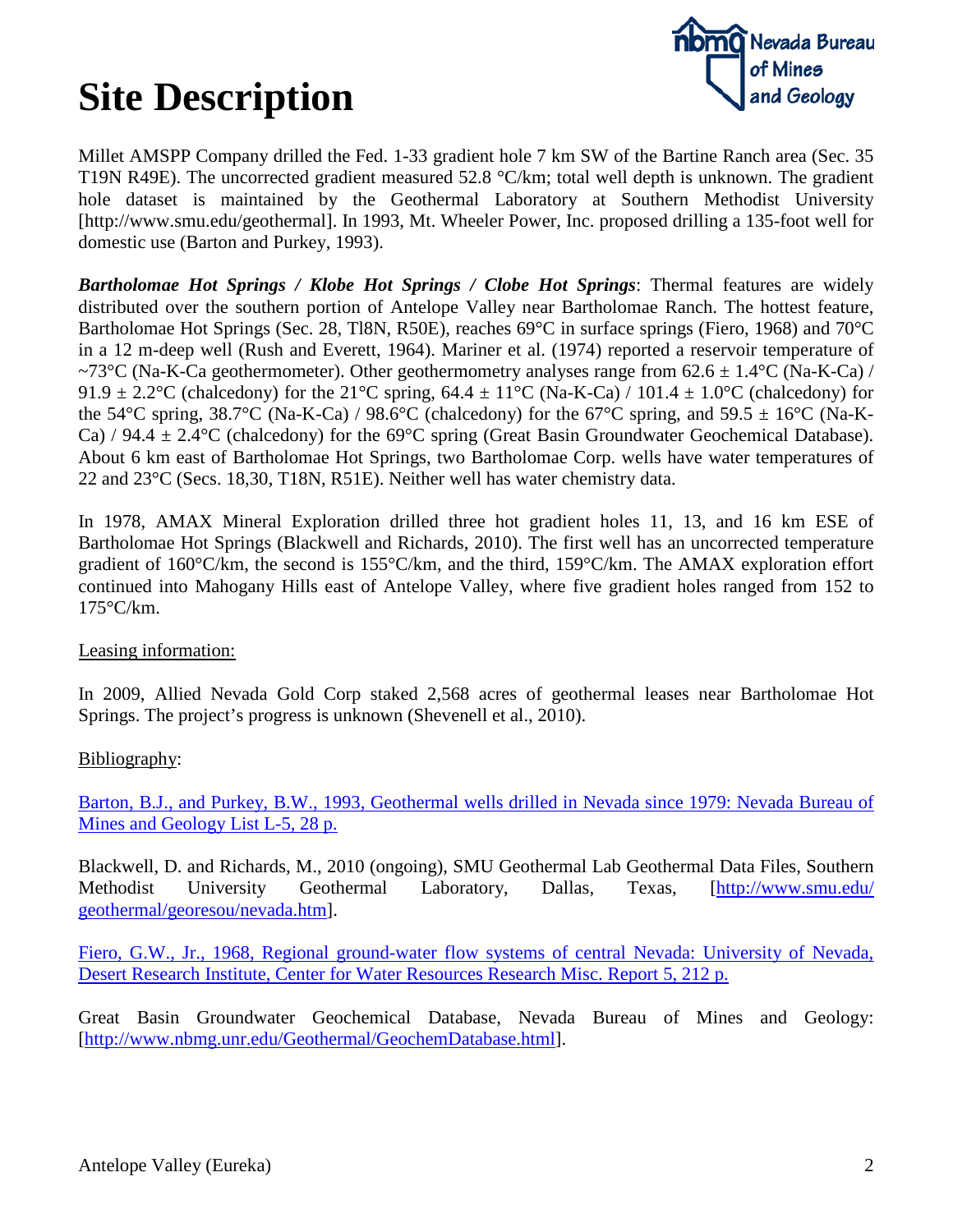// Empty: page content omitted.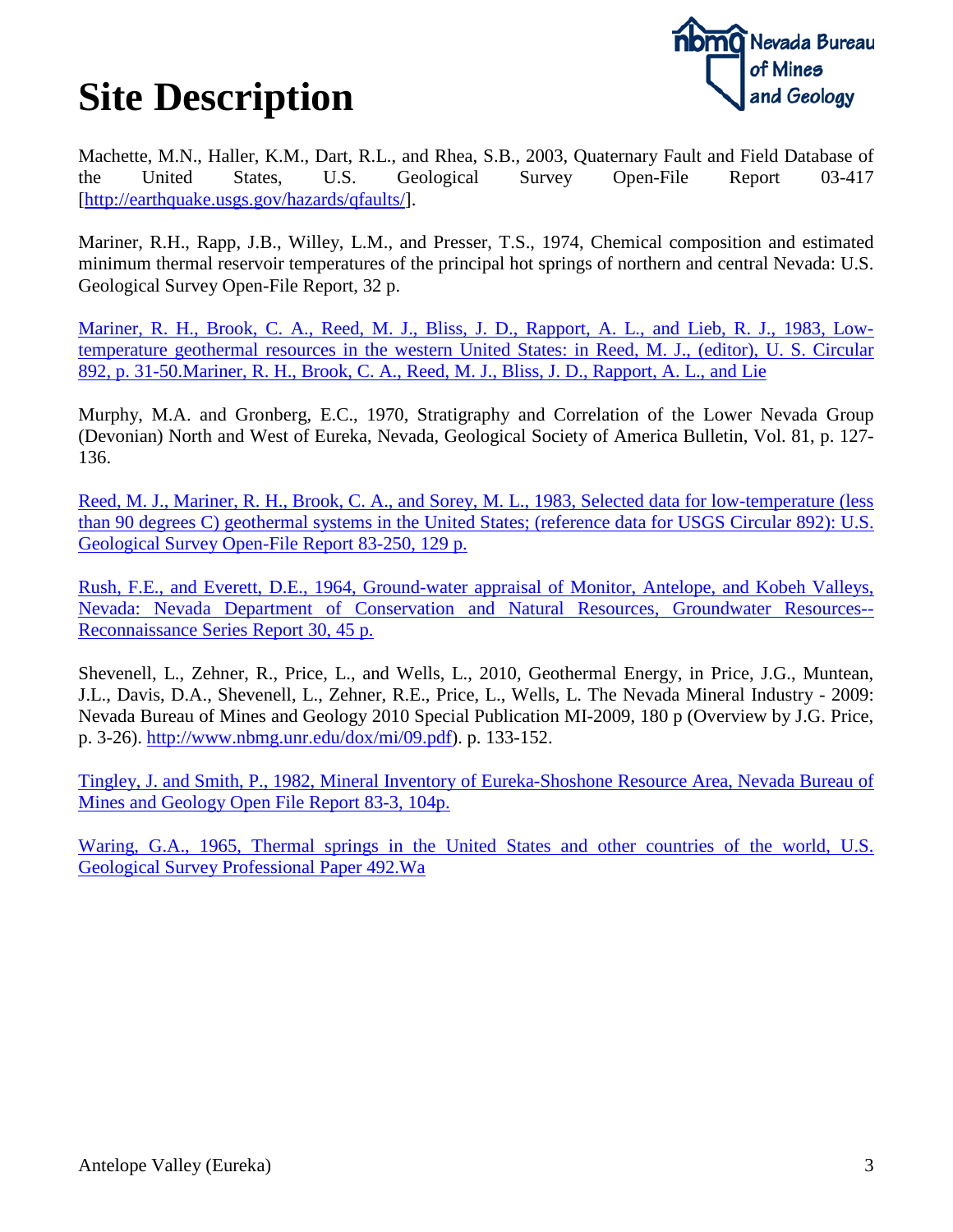# Site Description

Machette, M.N., Haller, K.M., Dart, R.L., and Rhea, S.B., 2003, Quaternary Fault and Field Database of the United States, U.S. Geological Survey Open-File Report 03-417 [http://earthquake.usgs.gov/hazards/qfaults/].

Mariner, R.H., Rapp, J.B., Willey, L.M., and Presser, T.S., 1974, Chemical composition and estimated minimum thermal reservoir temperatures of the principal hot springs of northern and central Nevada: U.S. Geological Survey Open-File Report, 32 p.

Mariner, R. H., Brook, C. A., Reed, M. J., Bliss, J. D., Rapport, A. L., and Lieb, R. J., 1983, Low-temperature geothermal resources in the western United States: in Reed, M. J., (editor), U. S. Circular 892, p. 31-50.Mariner, R. H., Brook, C. A., Reed, M. J., Bliss, J. D., Rapport, A. L., and Lie

Murphy, M.A. and Gronberg, E.C., 1970, Stratigraphy and Correlation of the Lower Nevada Group (Devonian) North and West of Eureka, Nevada, Geological Society of America Bulletin, Vol. 81, p. 127-136.

Reed, M. J., Mariner, R. H., Brook, C. A., and Sorey, M. L., 1983, Selected data for low-temperature (less than 90 degrees C) geothermal systems in the United States; (reference data for USGS Circular 892): U.S. Geological Survey Open-File Report 83-250, 129 p.

Rush, F.E., and Everett, D.E., 1964, Ground-water appraisal of Monitor, Antelope, and Kobeh Valleys, Nevada: Nevada Department of Conservation and Natural Resources, Groundwater Resources--Reconnaissance Series Report 30, 45 p.

Shevenell, L., Zehner, R., Price, L., and Wells, L., 2010, Geothermal Energy, in Price, J.G., Muntean, J.L., Davis, D.A., Shevenell, L., Zehner, R.E., Price, L., Wells, L. The Nevada Mineral Industry - 2009: Nevada Bureau of Mines and Geology 2010 Special Publication MI-2009, 180 p (Overview by J.G. Price, p. 3-26). http://www.nbmg.unr.edu/dox/mi/09.pdf). p. 133-152.

Tingley, J. and Smith, P., 1982, Mineral Inventory of Eureka-Shoshone Resource Area, Nevada Bureau of Mines and Geology Open File Report 83-3, 104p.

Waring, G.A., 1965, Thermal springs in the United States and other countries of the world, U.S. Geological Survey Professional Paper 492.Wa